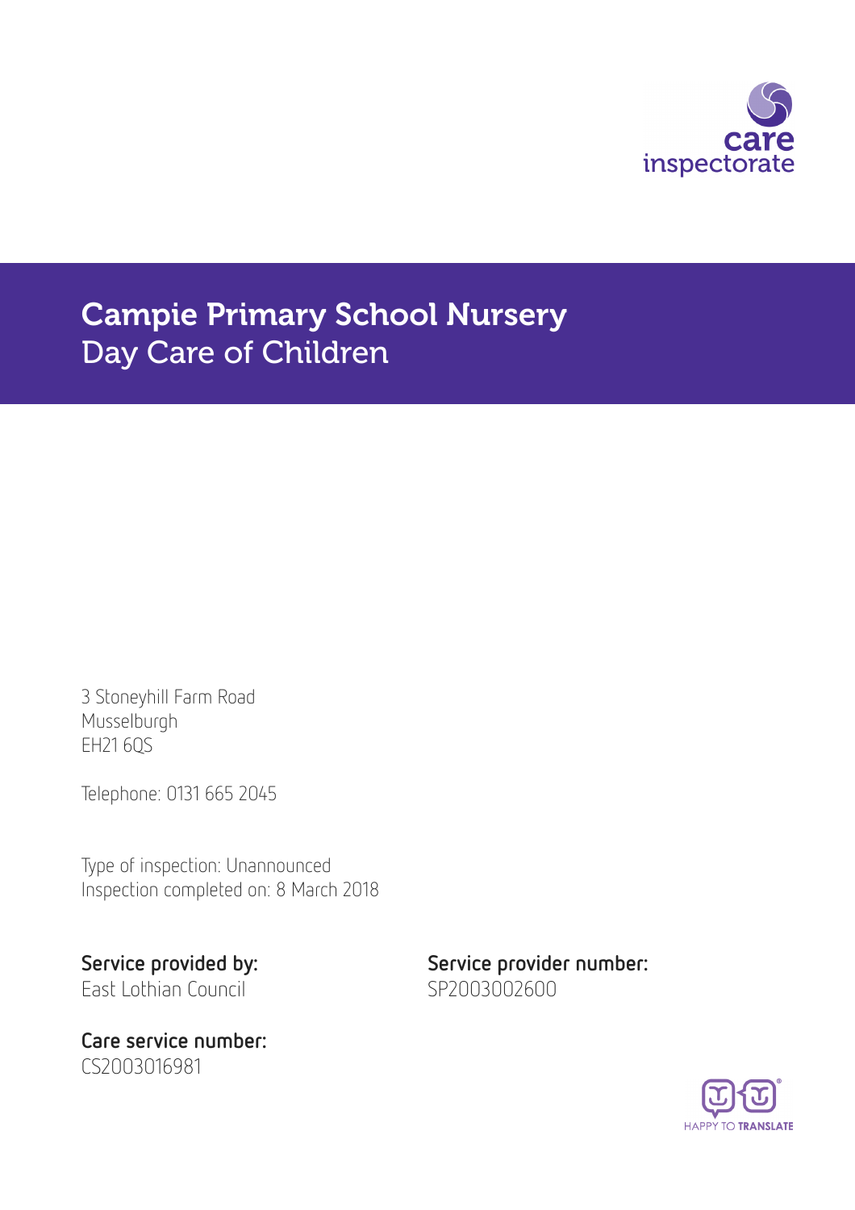care inspectorate

# Campie Primary School Nursery
Day Care of Children

3 Stoneyhill Farm Road
Musselburgh
EH21 6QS

Telephone: 0131 665 2045

Type of inspection: Unannounced
Inspection completed on: 8 March 2018

**Service provided by:**
East Lothian Council

**Service provider number:**
SP2003002600

**Care service number:**
CS2003016981

HAPPY TO TRANSLATE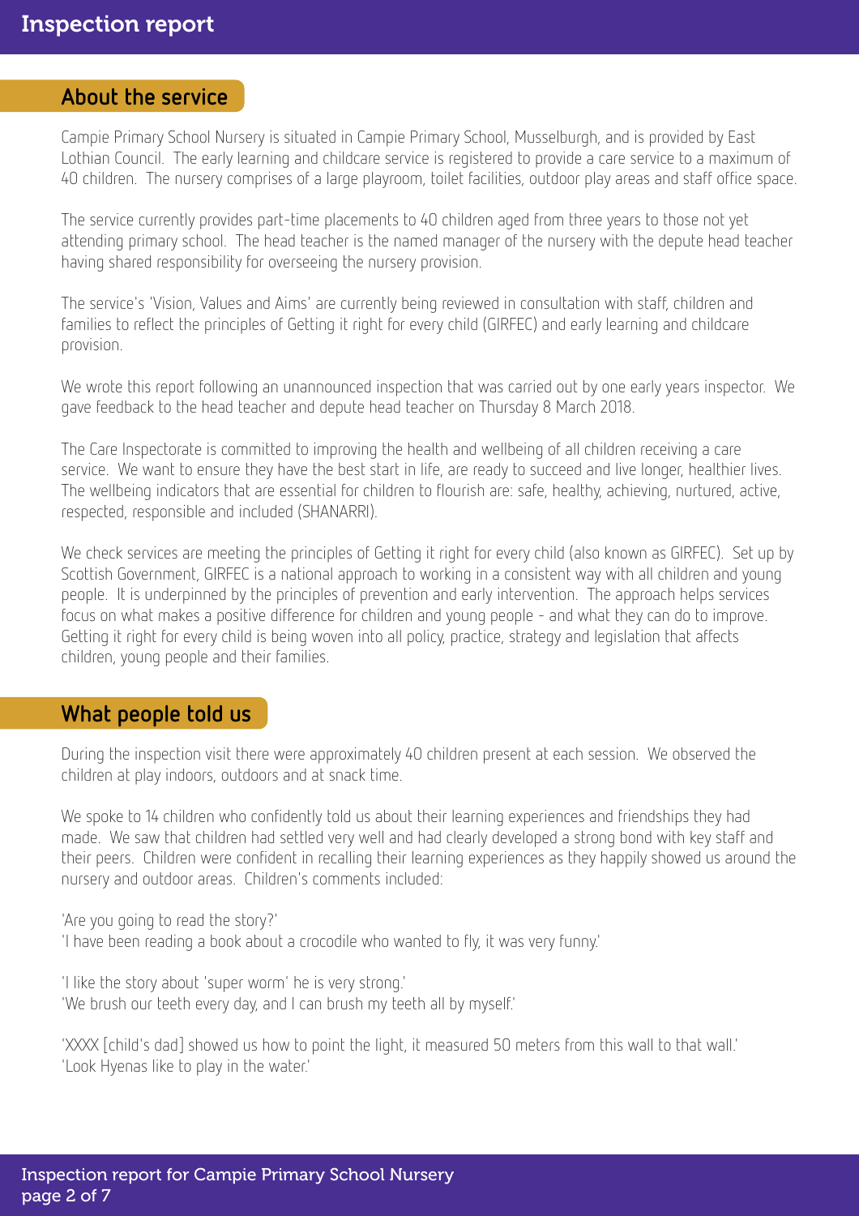## About the service

Campie Primary School Nursery is situated in Campie Primary School, Musselburgh, and is provided by East Lothian Council. The early learning and childcare service is registered to provide a care service to a maximum of 40 children. The nursery comprises of a large playroom, toilet facilities, outdoor play areas and staff office space.

The service currently provides part-time placements to 40 children aged from three years to those not yet attending primary school. The head teacher is the named manager of the nursery with the depute head teacher having shared responsibility for overseeing the nursery provision.

The service's 'Vision, Values and Aims' are currently being reviewed in consultation with staff, children and families to reflect the principles of Getting it right for every child (GIRFEC) and early learning and childcare provision.

We wrote this report following an unannounced inspection that was carried out by one early years inspector. We gave feedback to the head teacher and depute head teacher on Thursday 8 March 2018.

The Care Inspectorate is committed to improving the health and wellbeing of all children receiving a care service. We want to ensure they have the best start in life, are ready to succeed and live longer, healthier lives. The wellbeing indicators that are essential for children to flourish are: safe, healthy, achieving, nurtured, active, respected, responsible and included (SHANARRI).

We check services are meeting the principles of Getting it right for every child (also known as GIRFEC). Set up by Scottish Government, GIRFEC is a national approach to working in a consistent way with all children and young people. It is underpinned by the principles of prevention and early intervention. The approach helps services focus on what makes a positive difference for children and young people - and what they can do to improve. Getting it right for every child is being woven into all policy, practice, strategy and legislation that affects children, young people and their families.

## What people told us

During the inspection visit there were approximately 40 children present at each session. We observed the children at play indoors, outdoors and at snack time.

We spoke to 14 children who confidently told us about their learning experiences and friendships they had made. We saw that children had settled very well and had clearly developed a strong bond with key staff and their peers. Children were confident in recalling their learning experiences as they happily showed us around the nursery and outdoor areas. Children's comments included:

'Are you going to read the story?'
'I have been reading a book about a crocodile who wanted to fly, it was very funny.'

'I like the story about 'super worm' he is very strong.'
'We brush our teeth every day, and I can brush my teeth all by myself.'

'XXXX [child's dad] showed us how to point the light, it measured 50 meters from this wall to that wall.'
'Look Hyenas like to play in the water.'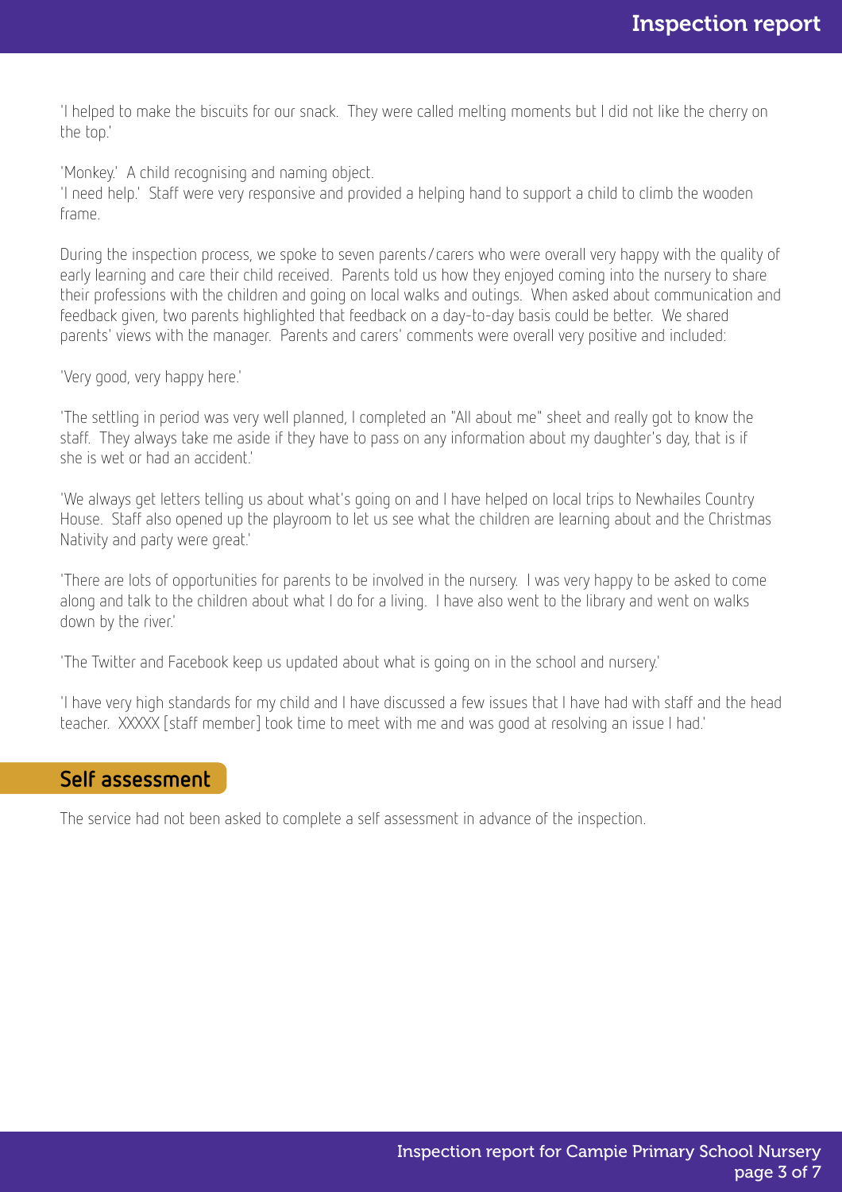'I helped to make the biscuits for our snack. They were called melting moments but I did not like the cherry on the top.'

'Monkey.' A child recognising and naming object.
'I need help.' Staff were very responsive and provided a helping hand to support a child to climb the wooden frame.

During the inspection process, we spoke to seven parents/carers who were overall very happy with the quality of early learning and care their child received. Parents told us how they enjoyed coming into the nursery to share their professions with the children and going on local walks and outings. When asked about communication and feedback given, two parents highlighted that feedback on a day-to-day basis could be better. We shared parents' views with the manager. Parents and carers' comments were overall very positive and included:

'Very good, very happy here.'

'The settling in period was very well planned, I completed an "All about me" sheet and really got to know the staff. They always take me aside if they have to pass on any information about my daughter's day, that is if she is wet or had an accident.'

'We always get letters telling us about what's going on and I have helped on local trips to Newhailes Country House. Staff also opened up the playroom to let us see what the children are learning about and the Christmas Nativity and party were great.'

'There are lots of opportunities for parents to be involved in the nursery. I was very happy to be asked to come along and talk to the children about what I do for a living. I have also went to the library and went on walks down by the river.'

'The Twitter and Facebook keep us updated about what is going on in the school and nursery.'

'I have very high standards for my child and I have discussed a few issues that I have had with staff and the head teacher. XXXXX [staff member] took time to meet with me and was good at resolving an issue I had.'

## Self assessment

The service had not been asked to complete a self assessment in advance of the inspection.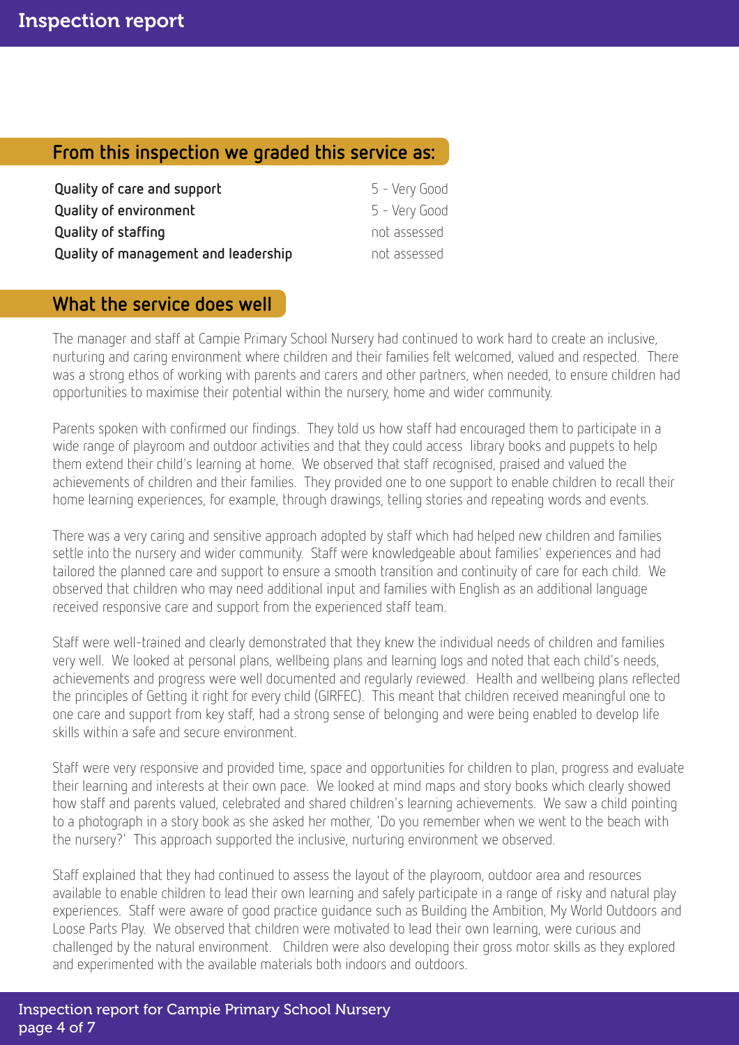## From this inspection we graded this service as:

| | |
|---|---|
| **Quality of care and support** | 5 - Very Good |
| **Quality of environment** | 5 - Very Good |
| **Quality of staffing** | not assessed |
| **Quality of management and leadership** | not assessed |

## What the service does well

The manager and staff at Campie Primary School Nursery had continued to work hard to create an inclusive, nurturing and caring environment where children and their families felt welcomed, valued and respected. There was a strong ethos of working with parents and carers and other partners, when needed, to ensure children had opportunities to maximise their potential within the nursery, home and wider community.

Parents spoken with confirmed our findings. They told us how staff had encouraged them to participate in a wide range of playroom and outdoor activities and that they could access library books and puppets to help them extend their child's learning at home. We observed that staff recognised, praised and valued the achievements of children and their families. They provided one to one support to enable children to recall their home learning experiences, for example, through drawings, telling stories and repeating words and events.

There was a very caring and sensitive approach adopted by staff which had helped new children and families settle into the nursery and wider community. Staff were knowledgeable about families' experiences and had tailored the planned care and support to ensure a smooth transition and continuity of care for each child. We observed that children who may need additional input and families with English as an additional language received responsive care and support from the experienced staff team.

Staff were well-trained and clearly demonstrated that they knew the individual needs of children and families very well. We looked at personal plans, wellbeing plans and learning logs and noted that each child's needs, achievements and progress were well documented and regularly reviewed. Health and wellbeing plans reflected the principles of Getting it right for every child (GIRFEC). This meant that children received meaningful one to one care and support from key staff, had a strong sense of belonging and were being enabled to develop life skills within a safe and secure environment.

Staff were very responsive and provided time, space and opportunities for children to plan, progress and evaluate their learning and interests at their own pace. We looked at mind maps and story books which clearly showed how staff and parents valued, celebrated and shared children's learning achievements. We saw a child pointing to a photograph in a story book as she asked her mother, 'Do you remember when we went to the beach with the nursery?' This approach supported the inclusive, nurturing environment we observed.

Staff explained that they had continued to assess the layout of the playroom, outdoor area and resources available to enable children to lead their own learning and safely participate in a range of risky and natural play experiences. Staff were aware of good practice guidance such as Building the Ambition, My World Outdoors and Loose Parts Play. We observed that children were motivated to lead their own learning, were curious and challenged by the natural environment. Children were also developing their gross motor skills as they explored and experimented with the available materials both indoors and outdoors.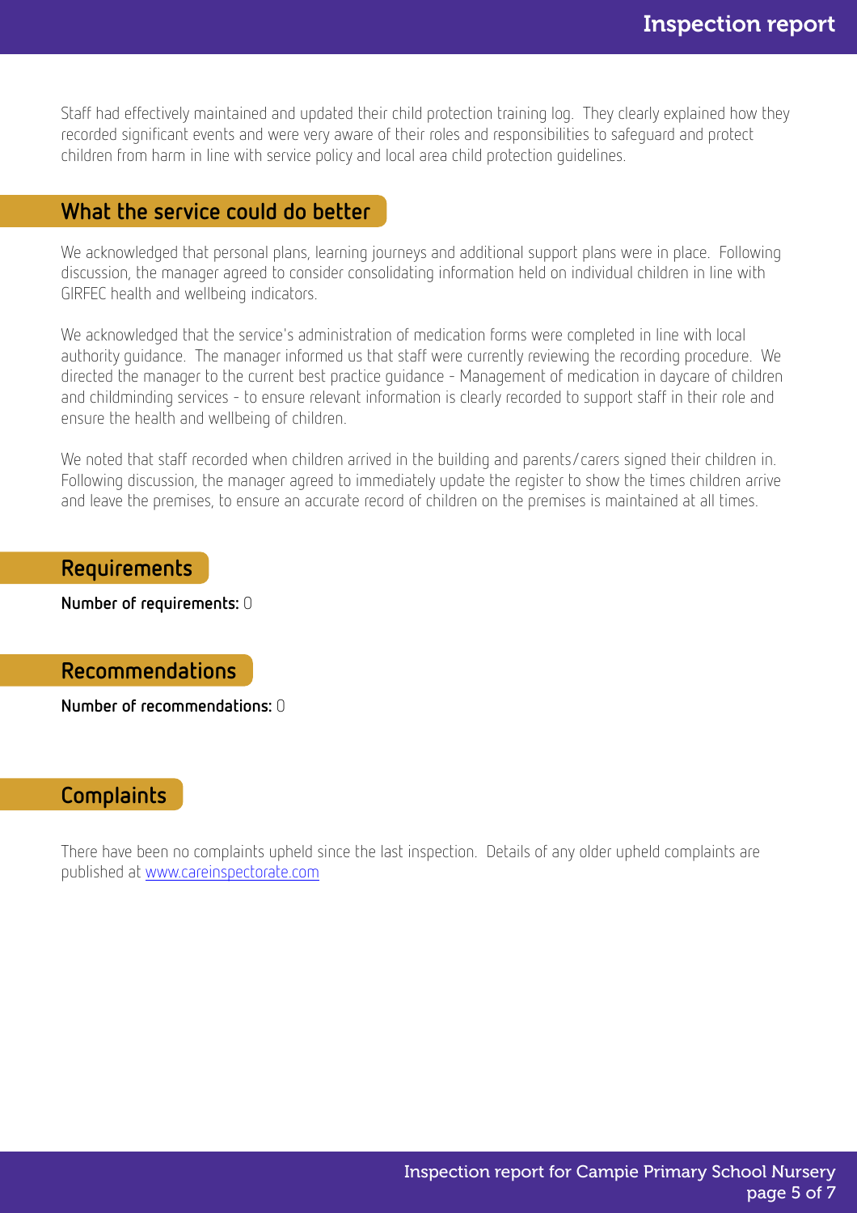Staff had effectively maintained and updated their child protection training log. They clearly explained how they recorded significant events and were very aware of their roles and responsibilities to safeguard and protect children from harm in line with service policy and local area child protection guidelines.

## What the service could do better

We acknowledged that personal plans, learning journeys and additional support plans were in place. Following discussion, the manager agreed to consider consolidating information held on individual children in line with GIRFEC health and wellbeing indicators.

We acknowledged that the service's administration of medication forms were completed in line with local authority guidance. The manager informed us that staff were currently reviewing the recording procedure. We directed the manager to the current best practice guidance - Management of medication in daycare of children and childminding services - to ensure relevant information is clearly recorded to support staff in their role and ensure the health and wellbeing of children.

We noted that staff recorded when children arrived in the building and parents/carers signed their children in. Following discussion, the manager agreed to immediately update the register to show the times children arrive and leave the premises, to ensure an accurate record of children on the premises is maintained at all times.

## Requirements

**Number of requirements:** 0

## Recommendations

**Number of recommendations:** 0

## Complaints

There have been no complaints upheld since the last inspection. Details of any older upheld complaints are published at [www.careinspectorate.com](http://www.careinspectorate.com)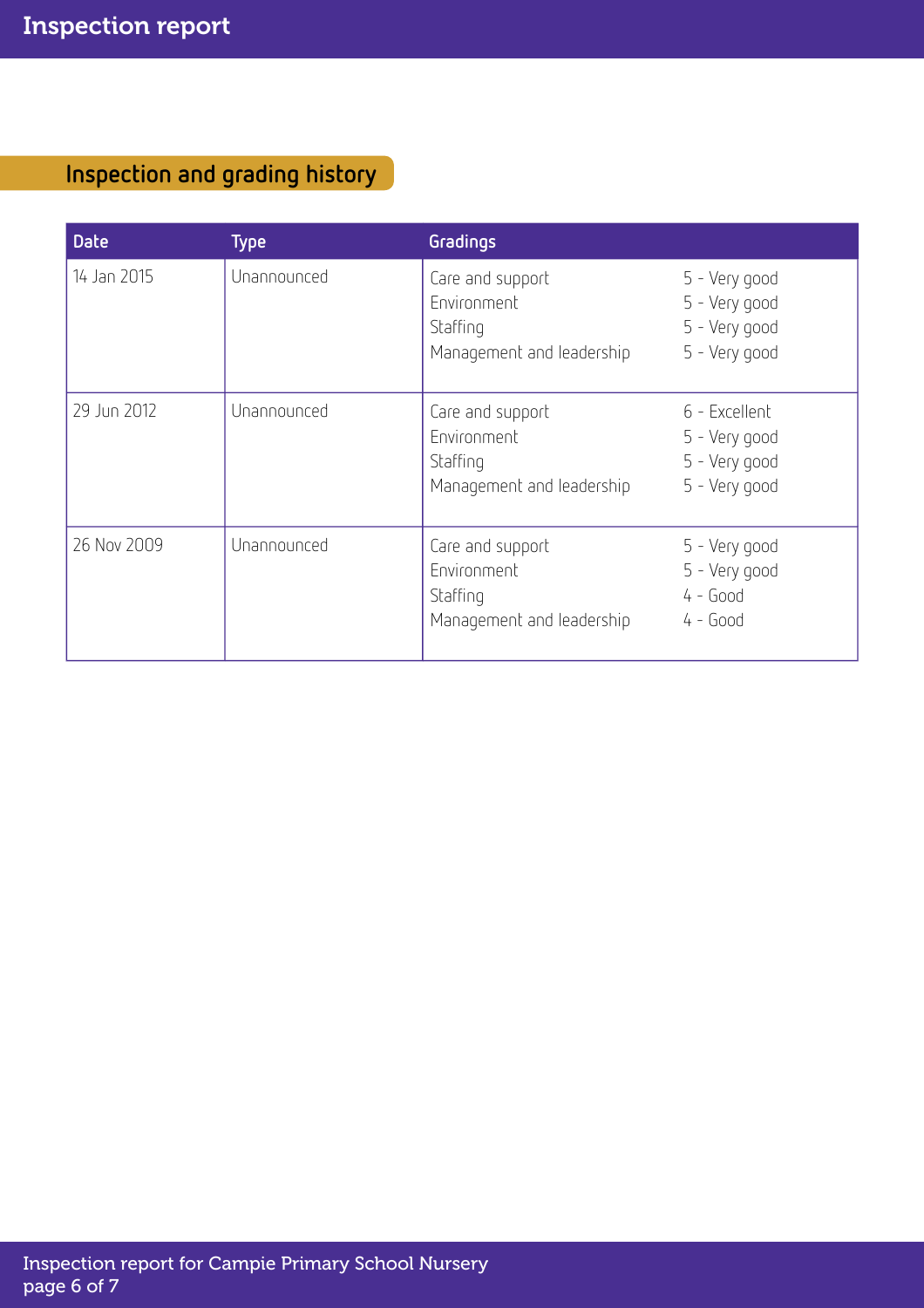## Inspection and grading history

| Date | Type | Gradings | |
|---|---|---|---|
| 14 Jan 2015 | Unannounced | Care and support<br>Environment<br>Staffing<br>Management and leadership | 5 - Very good<br>5 - Very good<br>5 - Very good<br>5 - Very good |
| 29 Jun 2012 | Unannounced | Care and support<br>Environment<br>Staffing<br>Management and leadership | 6 - Excellent<br>5 - Very good<br>5 - Very good<br>5 - Very good |
| 26 Nov 2009 | Unannounced | Care and support<br>Environment<br>Staffing<br>Management and leadership | 5 - Very good<br>5 - Very good<br>4 - Good<br>4 - Good |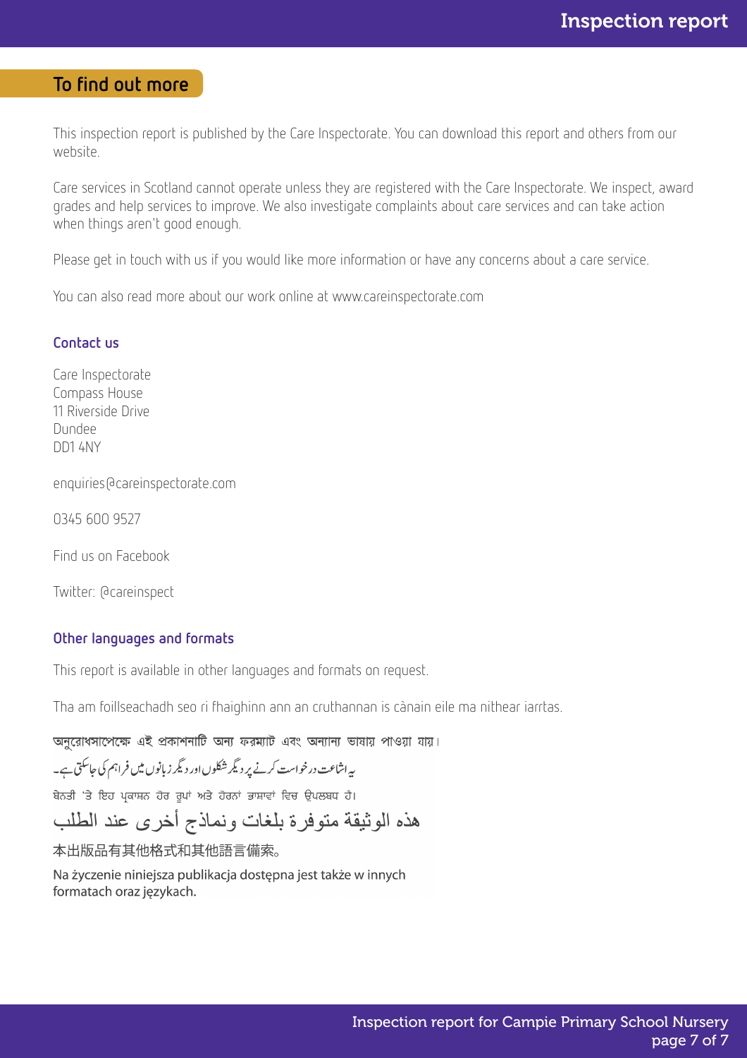## To find out more

This inspection report is published by the Care Inspectorate. You can download this report and others from our website.

Care services in Scotland cannot operate unless they are registered with the Care Inspectorate. We inspect, award grades and help services to improve. We also investigate complaints about care services and can take action when things aren't good enough.

Please get in touch with us if you would like more information or have any concerns about a care service.

You can also read more about our work online at www.careinspectorate.com

### Contact us

Care Inspectorate
Compass House
11 Riverside Drive
Dundee
DD1 4NY

enquiries@careinspectorate.com

0345 600 9527

Find us on Facebook

Twitter: @careinspect

### Other languages and formats

This report is available in other languages and formats on request.

Tha am foillseachadh seo ri fhaighinn ann an cruthannan is cànain eile ma nithear iarrtas.

অনুরোধসাপেক্ষে এই প্রকাশনাটি অন্য ফরম্যাট এবং অন্যান্য ভাষায় পাওয়া যায়।

یہ اشاعت درخواست کرنے پر دیگر شکلوں اور دیگر زبانوں میں فراہم کی جاسکتی ہے۔

ਬੇਨਤੀ 'ਤੇ ਇਹ ਪ੍ਰਕਾਸ਼ਨ ਹੋਰ ਰੂਪਾਂ ਅਤੇ ਹੋਰਨਾਂ ਭਾਸ਼ਾਵਾਂ ਵਿਚ ਉਪਲਬਧ ਹੈ।

هذه الوثيقة متوفرة بلغات ونماذج أخرى عند الطلب

本出版品有其他格式和其他語言備索。

Na życzenie niniejsza publikacja dostępna jest także w innych formatach oraz językach.